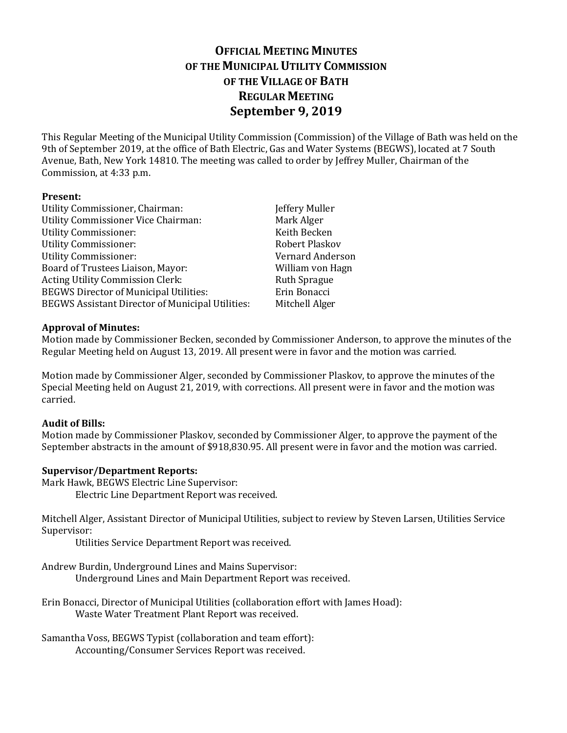# Official Meeting Minutes of the Municipal Utility Commission of the Village of Bath Regular Meeting

## September 9, 2019

This Regular Meeting of the Municipal Utility Commission (Commission) of the Village of Bath was held on the 9th of September 2019, at the office of Bath Electric, Gas and Water Systems (BEGWS), located at 7 South Avenue, Bath, New York 14810. The meeting was called to order by Jeffrey Muller, Chairman of the Commission, at 4:33 p.m.

**Present:**

| | |
|---|---|
| Utility Commissioner, Chairman: | Jeffery Muller |
| Utility Commissioner Vice Chairman: | Mark Alger |
| Utility Commissioner: | Keith Becken |
| Utility Commissioner: | Robert Plaskov |
| Utility Commissioner: | Vernard Anderson |
| Board of Trustees Liaison, Mayor: | William von Hagn |
| Acting Utility Commission Clerk: | Ruth Sprague |
| BEGWS Director of Municipal Utilities: | Erin Bonacci |
| BEGWS Assistant Director of Municipal Utilities: | Mitchell Alger |

**Approval of Minutes:**

Motion made by Commissioner Becken, seconded by Commissioner Anderson, to approve the minutes of the Regular Meeting held on August 13, 2019. All present were in favor and the motion was carried.

Motion made by Commissioner Alger, seconded by Commissioner Plaskov, to approve the minutes of the Special Meeting held on August 21, 2019, with corrections. All present were in favor and the motion was carried.

**Audit of Bills:**

Motion made by Commissioner Plaskov, seconded by Commissioner Alger, to approve the payment of the September abstracts in the amount of $918,830.95. All present were in favor and the motion was carried.

**Supervisor/Department Reports:**

Mark Hawk, BEGWS Electric Line Supervisor:
    Electric Line Department Report was received.

Mitchell Alger, Assistant Director of Municipal Utilities, subject to review by Steven Larsen, Utilities Service Supervisor:
    Utilities Service Department Report was received.

Andrew Burdin, Underground Lines and Mains Supervisor:
    Underground Lines and Main Department Report was received.

Erin Bonacci, Director of Municipal Utilities (collaboration effort with James Hoad):
    Waste Water Treatment Plant Report was received.

Samantha Voss, BEGWS Typist (collaboration and team effort):
    Accounting/Consumer Services Report was received.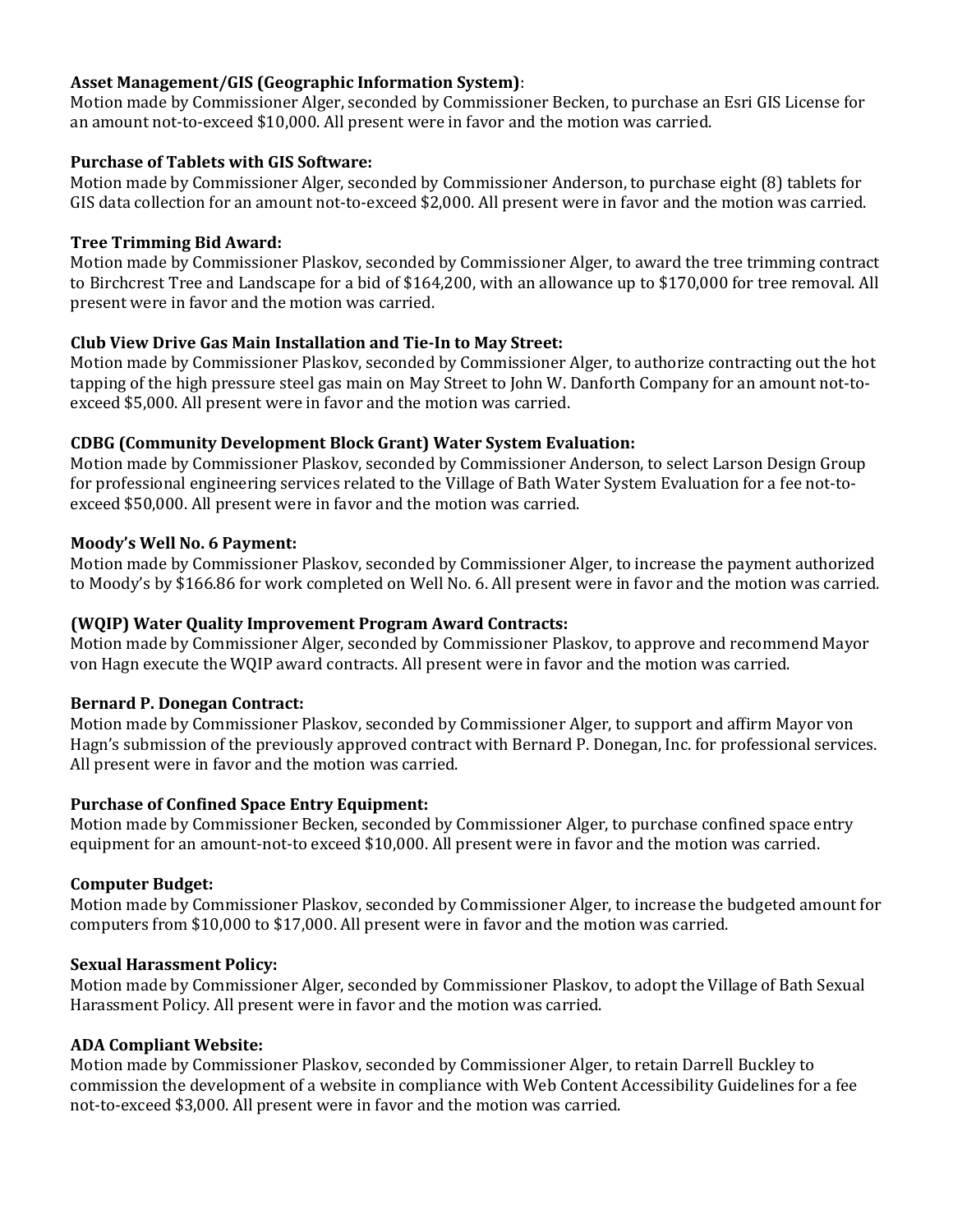**Asset Management/GIS (Geographic Information System)**:
Motion made by Commissioner Alger, seconded by Commissioner Becken, to purchase an Esri GIS License for an amount not-to-exceed $10,000. All present were in favor and the motion was carried.

**Purchase of Tablets with GIS Software:**
Motion made by Commissioner Alger, seconded by Commissioner Anderson, to purchase eight (8) tablets for GIS data collection for an amount not-to-exceed $2,000. All present were in favor and the motion was carried.

**Tree Trimming Bid Award:**
Motion made by Commissioner Plaskov, seconded by Commissioner Alger, to award the tree trimming contract to Birchcrest Tree and Landscape for a bid of $164,200, with an allowance up to $170,000 for tree removal. All present were in favor and the motion was carried.

**Club View Drive Gas Main Installation and Tie-In to May Street:**
Motion made by Commissioner Plaskov, seconded by Commissioner Alger, to authorize contracting out the hot tapping of the high pressure steel gas main on May Street to John W. Danforth Company for an amount not-to-exceed $5,000. All present were in favor and the motion was carried.

**CDBG (Community Development Block Grant) Water System Evaluation:**
Motion made by Commissioner Plaskov, seconded by Commissioner Anderson, to select Larson Design Group for professional engineering services related to the Village of Bath Water System Evaluation for a fee not-to-exceed $50,000. All present were in favor and the motion was carried.

**Moody's Well No. 6 Payment:**
Motion made by Commissioner Plaskov, seconded by Commissioner Alger, to increase the payment authorized to Moody's by $166.86 for work completed on Well No. 6. All present were in favor and the motion was carried.

**(WQIP) Water Quality Improvement Program Award Contracts:**
Motion made by Commissioner Alger, seconded by Commissioner Plaskov, to approve and recommend Mayor von Hagn execute the WQIP award contracts. All present were in favor and the motion was carried.

**Bernard P. Donegan Contract:**
Motion made by Commissioner Plaskov, seconded by Commissioner Alger, to support and affirm Mayor von Hagn's submission of the previously approved contract with Bernard P. Donegan, Inc. for professional services. All present were in favor and the motion was carried.

**Purchase of Confined Space Entry Equipment:**
Motion made by Commissioner Becken, seconded by Commissioner Alger, to purchase confined space entry equipment for an amount-not-to exceed $10,000. All present were in favor and the motion was carried.

**Computer Budget:**
Motion made by Commissioner Plaskov, seconded by Commissioner Alger, to increase the budgeted amount for computers from $10,000 to $17,000. All present were in favor and the motion was carried.

**Sexual Harassment Policy:**
Motion made by Commissioner Alger, seconded by Commissioner Plaskov, to adopt the Village of Bath Sexual Harassment Policy. All present were in favor and the motion was carried.

**ADA Compliant Website:**
Motion made by Commissioner Plaskov, seconded by Commissioner Alger, to retain Darrell Buckley to commission the development of a website in compliance with Web Content Accessibility Guidelines for a fee not-to-exceed $3,000. All present were in favor and the motion was carried.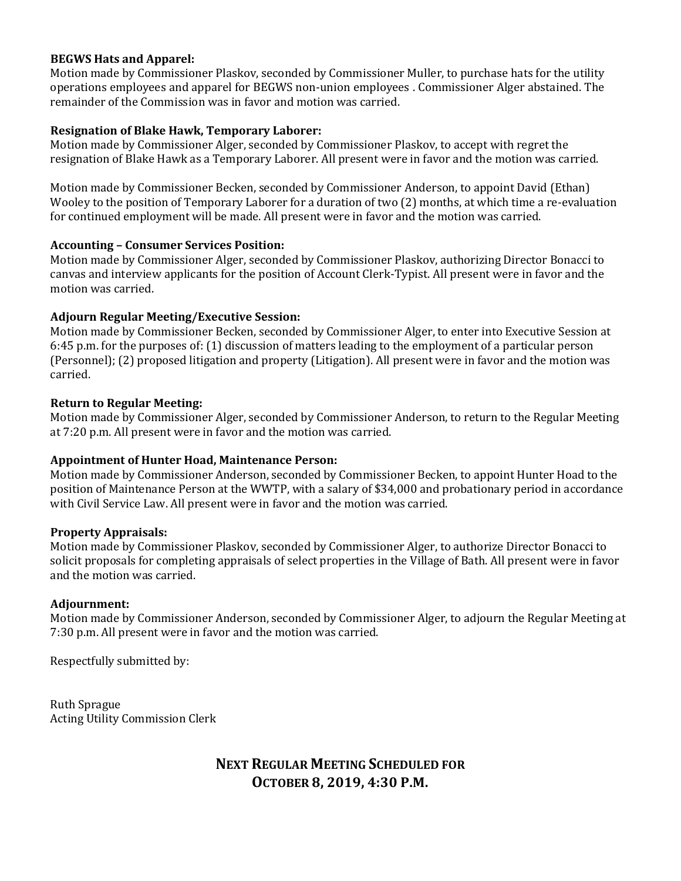**BEGWS Hats and Apparel:**
Motion made by Commissioner Plaskov, seconded by Commissioner Muller, to purchase hats for the utility operations employees and apparel for BEGWS non-union employees . Commissioner Alger abstained. The remainder of the Commission was in favor and motion was carried.

**Resignation of Blake Hawk, Temporary Laborer:**
Motion made by Commissioner Alger, seconded by Commissioner Plaskov, to accept with regret the resignation of Blake Hawk as a Temporary Laborer. All present were in favor and the motion was carried.

Motion made by Commissioner Becken, seconded by Commissioner Anderson, to appoint David (Ethan) Wooley to the position of Temporary Laborer for a duration of two (2) months, at which time a re-evaluation for continued employment will be made. All present were in favor and the motion was carried.

**Accounting – Consumer Services Position:**
Motion made by Commissioner Alger, seconded by Commissioner Plaskov, authorizing Director Bonacci to canvas and interview applicants for the position of Account Clerk-Typist. All present were in favor and the motion was carried.

**Adjourn Regular Meeting/Executive Session:**
Motion made by Commissioner Becken, seconded by Commissioner Alger, to enter into Executive Session at 6:45 p.m. for the purposes of: (1) discussion of matters leading to the employment of a particular person (Personnel); (2) proposed litigation and property (Litigation). All present were in favor and the motion was carried.

**Return to Regular Meeting:**
Motion made by Commissioner Alger, seconded by Commissioner Anderson, to return to the Regular Meeting at 7:20 p.m. All present were in favor and the motion was carried.

**Appointment of Hunter Hoad, Maintenance Person:**
Motion made by Commissioner Anderson, seconded by Commissioner Becken, to appoint Hunter Hoad to the position of Maintenance Person at the WWTP, with a salary of $34,000 and probationary period in accordance with Civil Service Law. All present were in favor and the motion was carried.

**Property Appraisals:**
Motion made by Commissioner Plaskov, seconded by Commissioner Alger, to authorize Director Bonacci to solicit proposals for completing appraisals of select properties in the Village of Bath. All present were in favor and the motion was carried.

**Adjournment:**
Motion made by Commissioner Anderson, seconded by Commissioner Alger, to adjourn the Regular Meeting at 7:30 p.m. All present were in favor and the motion was carried.

Respectfully submitted by:

Ruth Sprague
Acting Utility Commission Clerk

**NEXT REGULAR MEETING SCHEDULED FOR**
**OCTOBER 8, 2019, 4:30 P.M.**